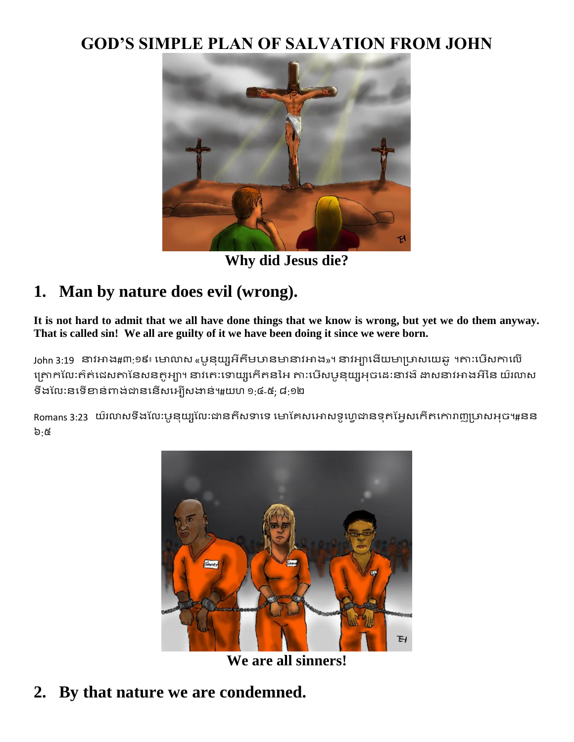# GOD'S SIMPLE PLAN OF SALVATION FROM JOHN

**Why did Jesus die?**

## 1. Man by nature does evil (wrong).

**It is not hard to admit that we all have done things that we know is wrong, but yet we do them anyway. That is called sin! We all are guilty of it we have been doing it since we were born.**

John 3:19 នាវអាង#៣:១៩៖ មោលាស «បូនុយ្សអីតិមហានមានាវអាង»។ នាវអ្យាងើយមាប្រាសយេធូ ។គាៈបើសកាលើត្រោកលែៈគិត់ជេសកានែសនតូអ្យា។ នាវគេៈទោយ្សកើតនអៃ គាៈបើសបូនុយ្សអុចដេៈនាវងៃ ដាសនាវអាងអីនៃ យិរលាសទីងលែៈនទើខាន់ពាង់ជាននើសអៀសងាន់។#យហ ១:៤-៥; ៨:១២

Romans 3:23 យិរលាសទីងលែៈបូនុយ្សលែៈជានតីសទាទេ មោគែសអោសទូហ្វេជានទុតអ្វែសកើតកោវាញប្រាសអុច។#នន ៦:៥

**We are all sinners!**

## 2. By that nature we are condemned.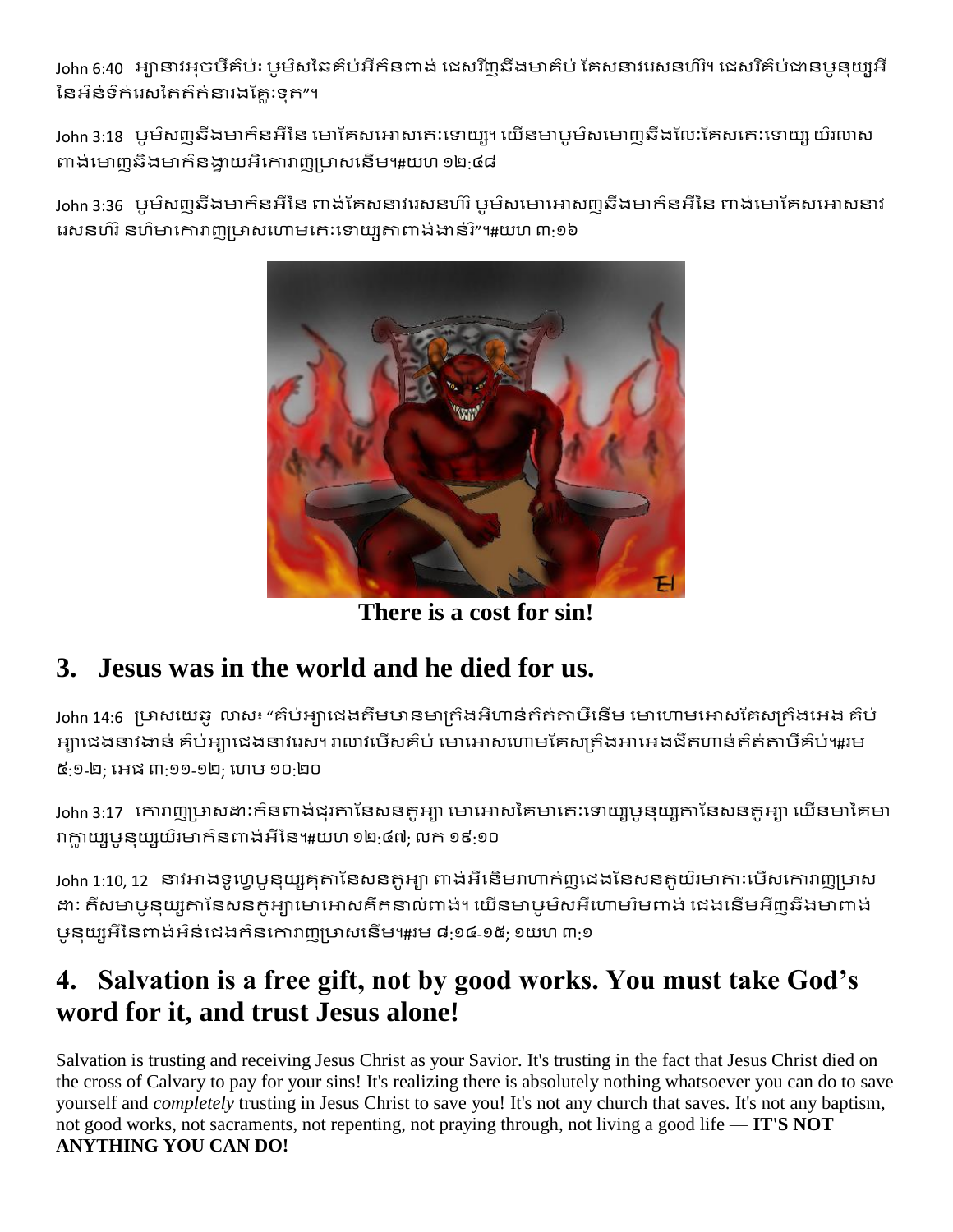John 6:40 អ្បានាវអុចបីគិប់៖ បូមិសនៃគិប់អីកំនពាង់ ដេសវិញនឹងមាគិប់ គែសនាវរេសនហ៊ែ។ ដេសវីគិប់ជានបូនុយ្សអី នៃអំនទ៌ក់រេសតៃគិត់នារងគ្លេៈទុត”។

John 3:18 បូមិសញនឹងមាកំនអីនៃ មោគែសអោសតេៈទោយ្យ។ យើនមាបូមិសមោញនឹងលែៈគែសតេៈទោយ្យ យំរលាស ពាង់មោញនឹងមាកំនង្វាយអីកោរាញប្រាសនើម។#យហ ១២:៤៨

John 3:36 បូមិសញនឹងមាកំនអីនៃ ពាង់គែសនាវរេសនហ៊ែ បូមិសមោអោសញនឹងមាកំនអីនៃ ពាង់មោគែសអោសនាវ រេសនហ៊ែ នហ៊មាកោរាញប្រាសហោមតេៈទោយ្យតាពាង់ងាន់វ៉”។#យហ ៣:១៦

**There is a cost for sin!**

## 3. Jesus was in the world and he died for us.

John 14:6 ប្រាសយេឆូ លាស៖ “គិប់អ្បាជេងគឹមហនមាត្រង់អីហាន់គិត់គាបីនើម មោហោមអោសគែសត្រង់អេង គិប់ អ្បាជេងនាវងាន់ គិប់អ្បាជេងនាវរេស។ រាលាវបើសគិប់ មោអោសហោមគែសត្រង់អាអេងជឹតហាន់គិត់គាបីគិប់។#រម ៥:១-២; អេជ ៣:១១-១២; ហេប ១០:២០

John 3:17 កោរាញប្រាសជាៈកំនពាង់ជុរតានៃសនតូអ្បា មោអោសគែមាតេៈទោយ្យបូនុយ្សតានៃសនតូអ្បា យើនមាគែមា រាក្លាយ្សបូនុយ្សយ៉រមាកំនពាង់អីនៃ។#យហ ១២:៤៧; លក ១៩:១០

John 1:10, 12 នាវអាងទូហ្វេបូនុយ្សគុតានៃសនតូអ្បា ពាង់អីនើមរាហាក់ញជេងនៃសនតូយ៉រមាតាៈបើសកោរាញប្រាស ជាៈ តឹសមាបូនុយ្សតានៃសនតូអ្បាមោអោសគឹតនាល់ពាង់។ យើនមាបូមិសអីហោមរ៉មពាង់ ជេងនើមអីញនឹងមាពាង់ បូនុយ្សអីនៃពាង់អំន់ជេងកំនកោរាញប្រាសនើម។#រម ៨:១៤-១៥; ១យហ ៣:១

## 4. Salvation is a free gift, not by good works. You must take God's word for it, and trust Jesus alone!

Salvation is trusting and receiving Jesus Christ as your Savior. It's trusting in the fact that Jesus Christ died on the cross of Calvary to pay for your sins! It's realizing there is absolutely nothing whatsoever you can do to save yourself and *completely* trusting in Jesus Christ to save you! It's not any church that saves. It's not any baptism, not good works, not sacraments, not repenting, not praying through, not living a good life — **IT'S NOT ANYTHING YOU CAN DO!**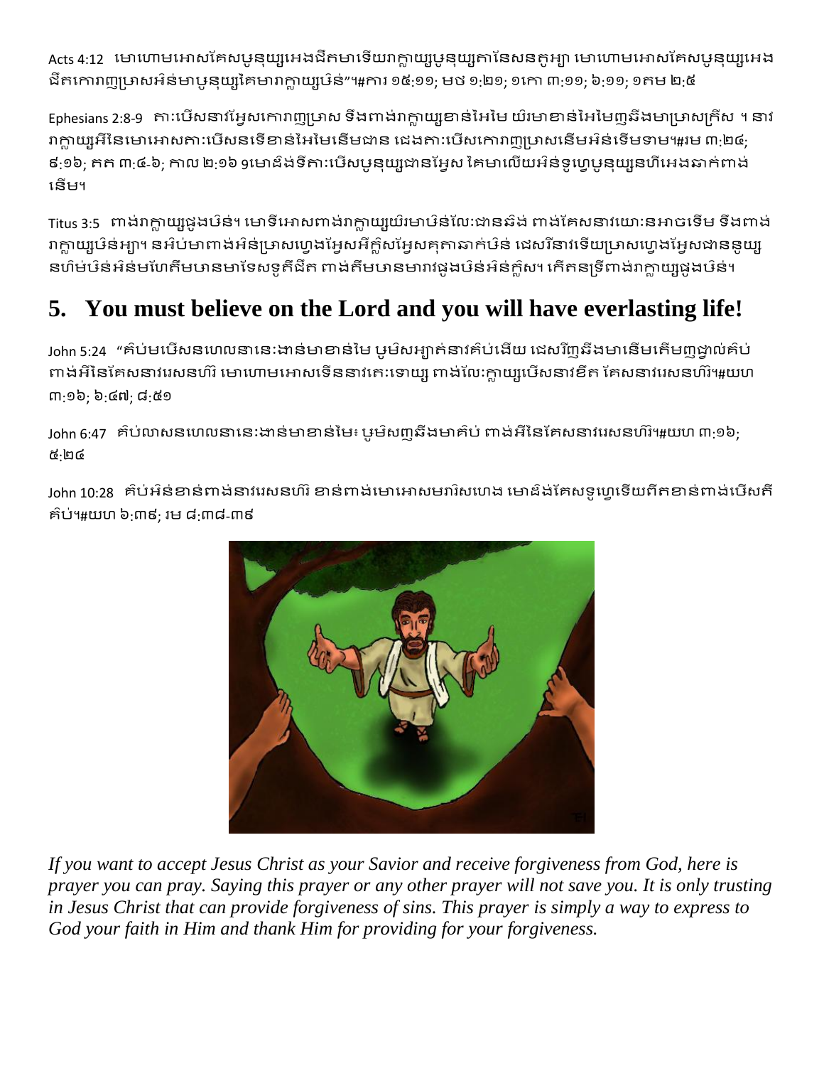Acts 4:12 មោហោមអោសគែសបូនុយ្សអេងដីតមាទើយរាក្លាយ្យបូនុយ្សគានៃសនតូអ្យា មោហោមអោសគែសបូនុយ្សអេងដីតកោរាញប្រាសអិន់មាបូនុយ្សគែមារាក្លាយ្យបិន់"។#ការ ១៥:១១; មថ ១:២១; ១កោ ៣:១១; ៦:១១; ១តម ២:៥

Ephesians 2:8-9 តា:បើសនាវម្វែសកោរាញប្រាស ទីងពាង់រាក្លាយ្យខាន់អែមែ យ៉រមោខាន់អែមែញនីងមាប្រាសគ្រីស ។ នាវរាក្លាយ្យអីនៃមោអោសតា:បើសនទើខាន់អែមែនើមជាន ដេងតា:បើសកោរាញប្រាសនើមអិន់ទើមទាម។#រម ៣:២៤; ៩:១៦; តត ៣:៤-៦; កាល ២:១៦ ១មោជំង់ទីតា:បើសបូនុយ្សជានម្វែស គែមាលើយអិន់ទូហ្វេបូនុយ្សនហីអេងឆាក់ពាង់នើម។

Titus 3:5 ពាង់រាក្លាយ្យផូងបិន់។ មោទីអោសពាង់រាក្លាយ្យយ៉រមោបិន់លែ:ជានឆិង់ ពាង់គែសនាវយោ:នអាចទើម ទីងពាង់រាក្លាយ្យបិន់អ្យា។ នអិប់មាពាង់អិន់ប្រាសហ្វេងម្វែសអីក្លសម្វែសគុតាឆាក់បិន់ ដេសរីនាវទើយប្រាសហ្វេងម្វែសជាននូយ្សនហិម់បិន់អិន់មហែតីមហានមាទែសទូតីជីត ពាង់តីមហានមារាវផូងបិន់អិន់ក្លស។ តើតនទ្រីពាង់រាក្លាយ្យផូងបិន់។

# 5. You must believe on the Lord and you will have everlasting life!

John 5:24 "គិប់មបើសនហេលនានេ:ងាន់មាខាន់មៃ បូមិសអ្យាត់នាវគិប់ងើយ ដេសរិញនីងមានើមតើមញថ្ងាល់គិប់ ពាង់អីនៃគែសនាវរេសនហ៊ី មោហោមអោសទើននាវតេ:ទោយ្យ ពាង់លែ:ក្លាយ្យបើសនាវខីត គែសនាវរេសនហ៊ី។#យហ ៣:១៦; ៦:៤៧; ៨:៥១

John 6:47 គិប់លាសនហេលនានេ:ងាន់មាខាន់មៃ៖ បូមិសញនីងមាគិប់ ពាង់អីនៃគែសនាវរេសនហ៊ី។#យហ ៣:១៦; ៥:២៤

John 10:28 គិប់អិន់ខាន់ពាង់នាវរេសនហ៊ី ខាន់ពាង់មោអោសមរ៉ាសហេង មោជំង់គែសទូហ្វេទើយពីតខាន់ពាង់បើសតី គិប់។#យហ ៦:៣៩; រម ៨:៣៨-៣៩

*If you want to accept Jesus Christ as your Savior and receive forgiveness from God, here is prayer you can pray. Saying this prayer or any other prayer will not save you. It is only trusting in Jesus Christ that can provide forgiveness of sins. This prayer is simply a way to express to God your faith in Him and thank Him for providing for your forgiveness.*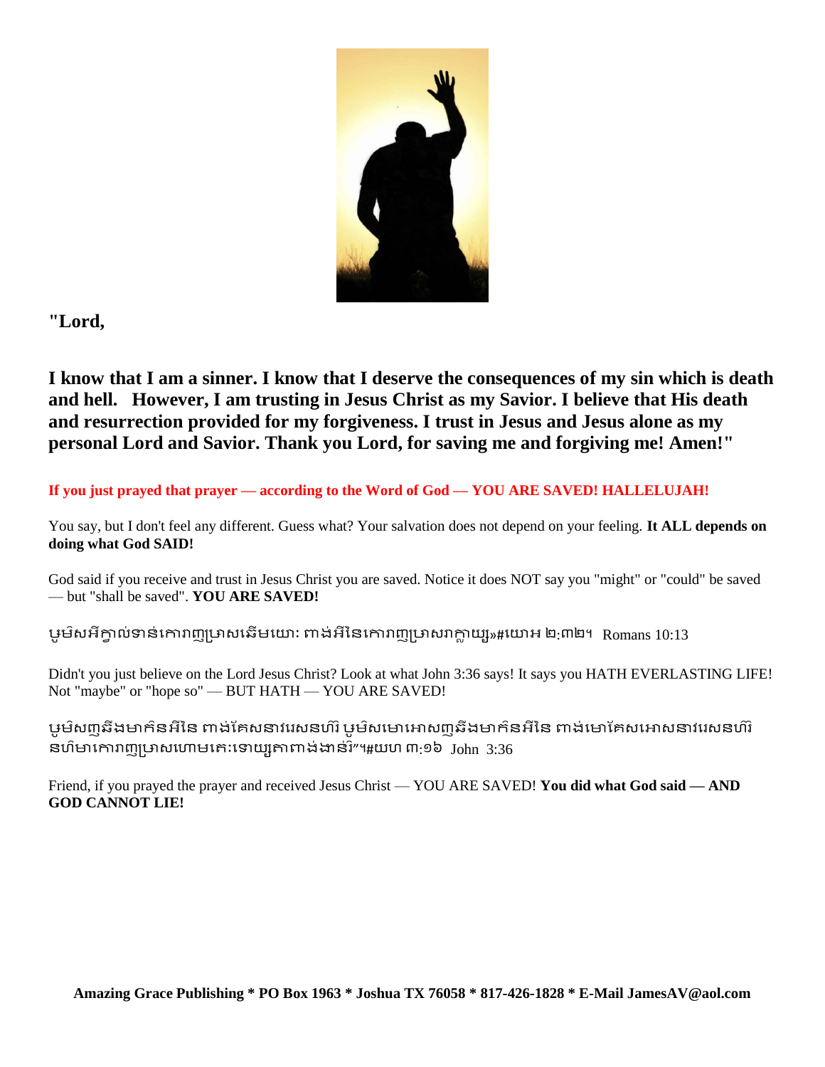**"Lord,**

**I know that I am a sinner. I know that I deserve the consequences of my sin which is death and hell. However, I am trusting in Jesus Christ as my Savior. I believe that His death and resurrection provided for my forgiveness. I trust in Jesus and Jesus alone as my personal Lord and Savior. Thank you Lord, for saving me and forgiving me! Amen!"**

**If you just prayed that prayer — according to the Word of God — YOU ARE SAVED! HALLELUJAH!**

You say, but I don't feel any different. Guess what? Your salvation does not depend on your feeling. **It ALL depends on doing what God SAID!**

God said if you receive and trust in Jesus Christ you are saved. Notice it does NOT say you "might" or "could" be saved — but "shall be saved". **YOU ARE SAVED!**

ប្ញមិសអីក្វាល់ទាន់កោរាញប្រាសនើមយោះ ពាង់អីនៃកោរាញប្រាសរាក្លាយ្យ»#យោអ ២:៣២។ Romans 10:13

Didn't you just believe on the Lord Jesus Christ? Look at what John 3:36 says! It says you HATH EVERLASTING LIFE! Not "maybe" or "hope so" — BUT HATH — YOU ARE SAVED!

ប្ញមិសញឆីងមាក់នអីនៃ ពាង់គែសនាវរេសនហ៊ៃ ប្ញមិសមោអោសញឆីងមាក់នអីនៃ ពាង់មោគែសអោសនាវរេសនហ៊ៃ នហ៊មាកោរាញប្រាសហោមតេះទោយ្យគាពាង់ងាន់រ៉ី"។#យហ ៣:១៦ John 3:36

Friend, if you prayed the prayer and received Jesus Christ — YOU ARE SAVED! **You did what God said — AND GOD CANNOT LIE!**

**Amazing Grace Publishing * PO Box 1963 * Joshua TX 76058 * 817-426-1828 * E-Mail JamesAV@aol.com**